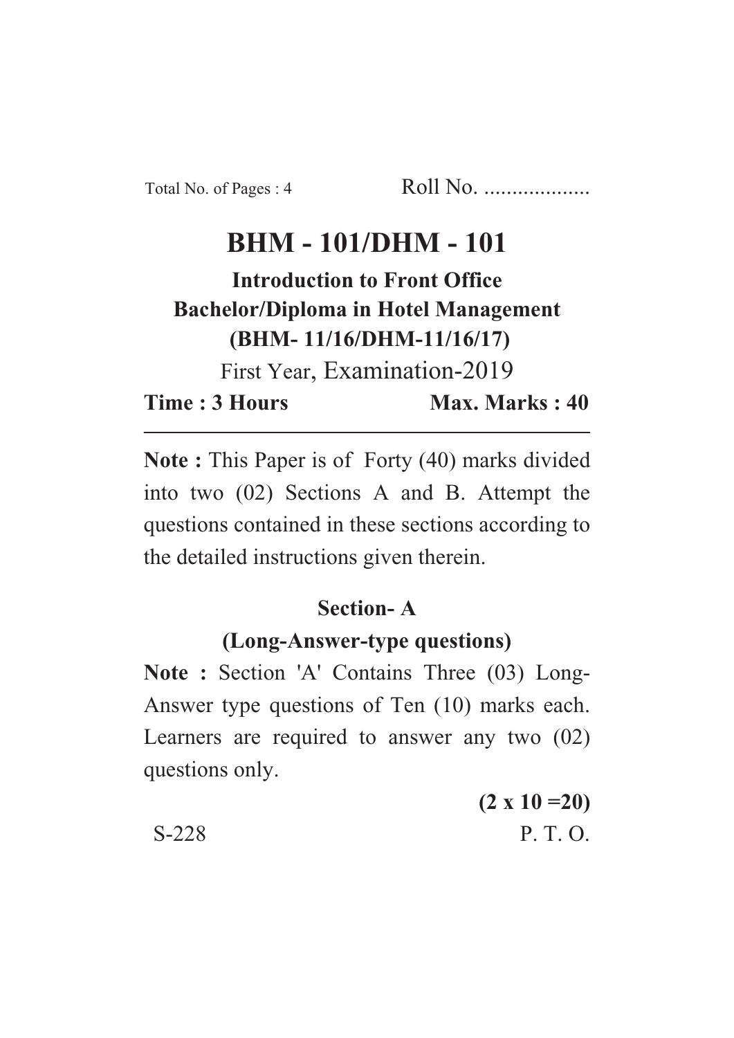Total No. of Pages : 4　　　　Roll No. ...................

# BHM - 101/DHM - 101

**Introduction to Front Office**

**Bachelor/Diploma in Hotel Management**

**(BHM- 11/16/DHM-11/16/17)**

First Year, Examination-2019

**Time : 3 Hours**　　　　**Max. Marks : 40**

---

**Note :** This Paper is of Forty (40) marks divided into two (02) Sections A and B. Attempt the questions contained in these sections according to the detailed instructions given therein.

## Section- A

### (Long-Answer-type questions)

**Note :** Section 'A' Contains Three (03) Long-Answer type questions of Ten (10) marks each. Learners are required to answer any two (02) questions only.

**(2 x 10 =20)**

S-228　　　　P. T. O.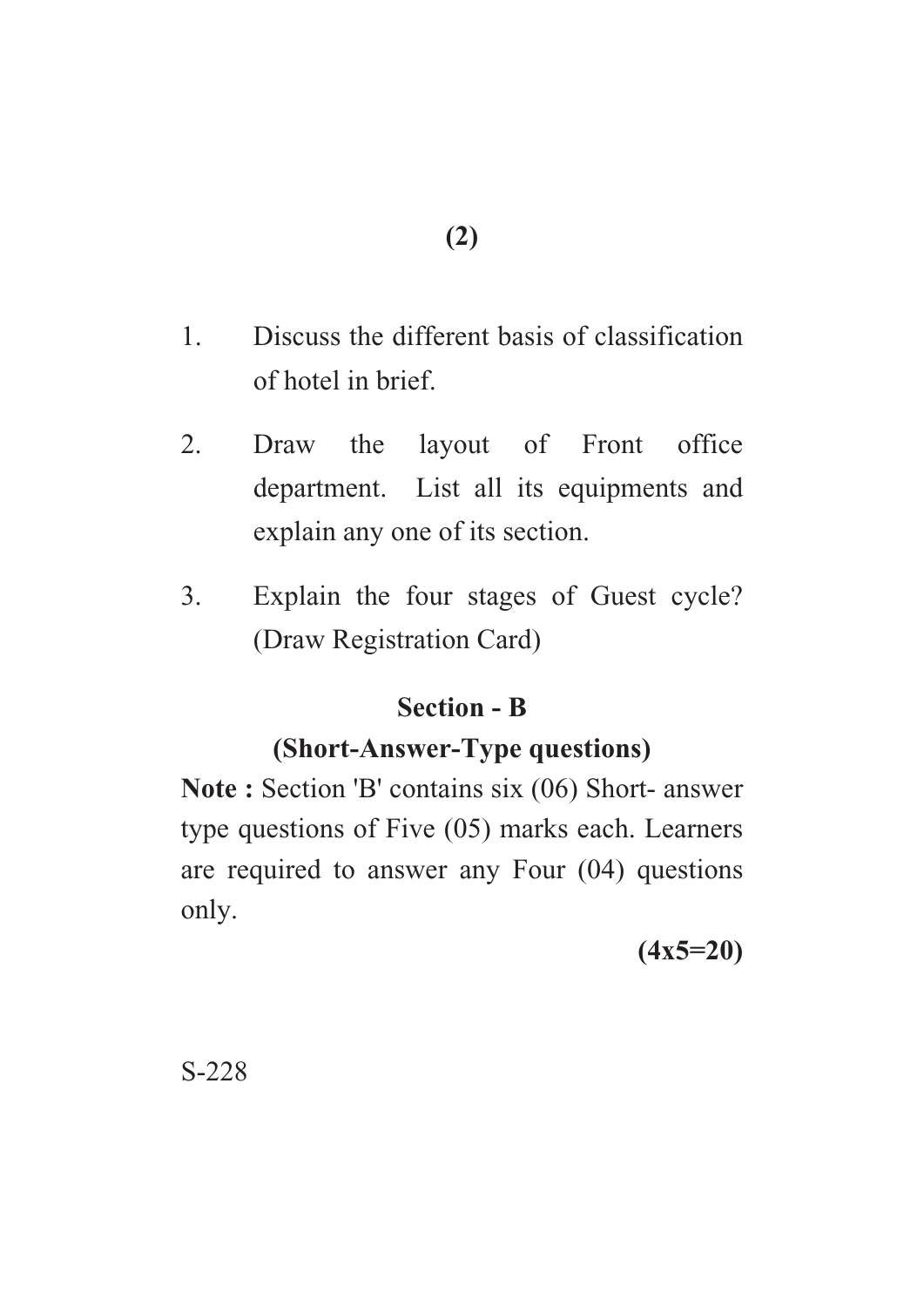1. Discuss the different basis of classification of hotel in brief.

2. Draw the layout of Front office department. List all its equipments and explain any one of its section.

3. Explain the four stages of Guest cycle? (Draw Registration Card)

## Section - B

### (Short-Answer-Type questions)

**Note :** Section 'B' contains six (06) Short- answer type questions of Five (05) marks each. Learners are required to answer any Four (04) questions only.

**(4x5=20)**

S-228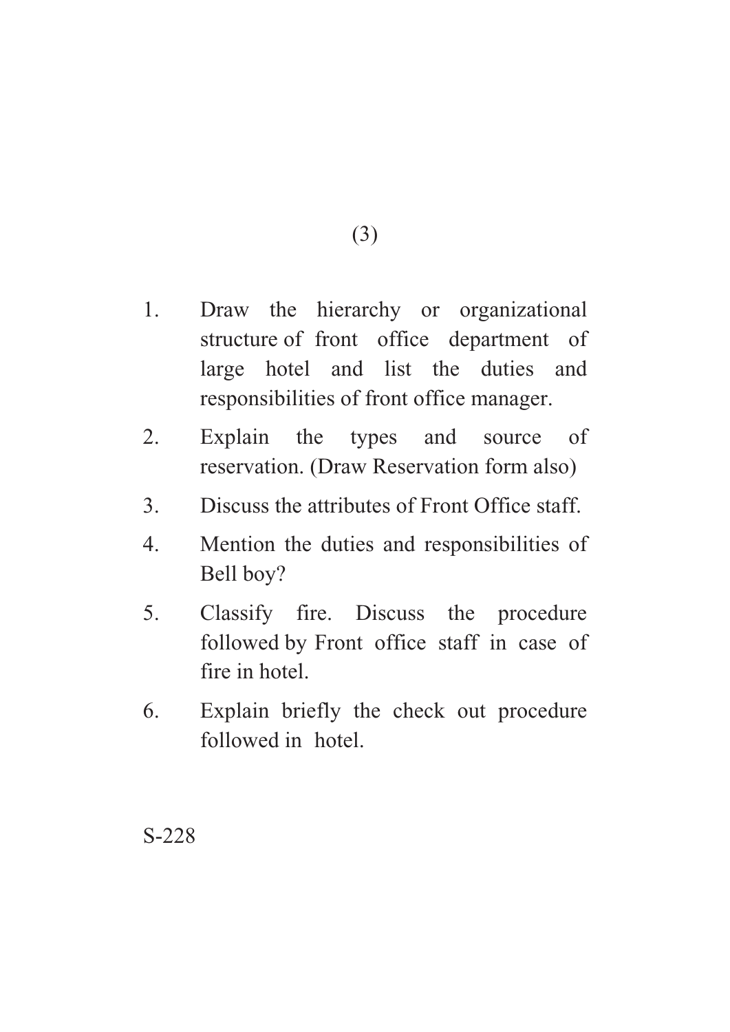1. Draw the hierarchy or organizational structure of front office department of large hotel and list the duties and responsibilities of front office manager.
2. Explain the types and source of reservation. (Draw Reservation form also)
3. Discuss the attributes of Front Office staff.
4. Mention the duties and responsibilities of Bell boy?
5. Classify fire. Discuss the procedure followed by Front office staff in case of fire in hotel.
6. Explain briefly the check out procedure followed in hotel.

S-228